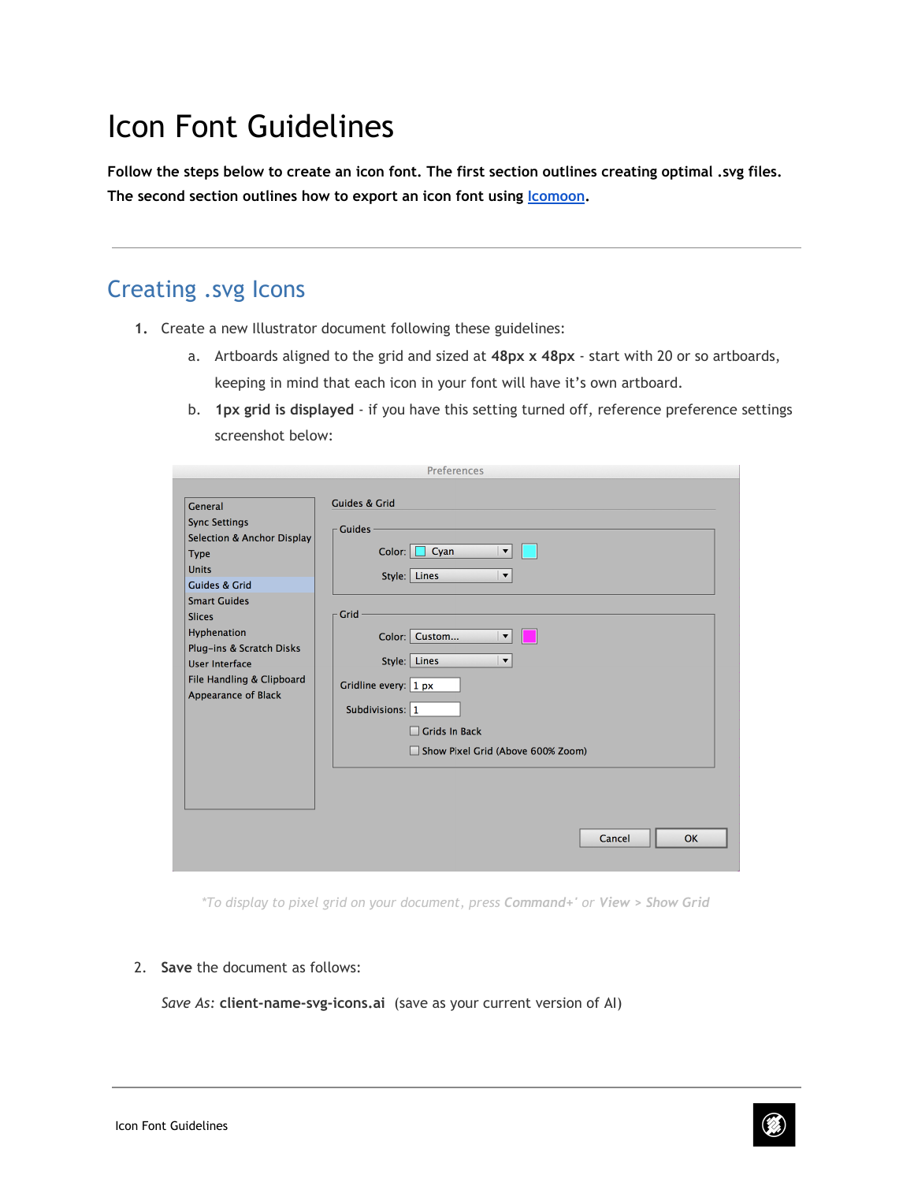# Icon Font Guidelines

**Follow the steps below to create an icon font. The first section outlines creating optimal .svg files. The second section outlines how to export an icon font using [Icomoon](Icomoon).**

---

## Creating .svg Icons

1. Create a new Illustrator document following these guidelines:
   a. Artboards aligned to the grid and sized at **48px x 48px** - start with 20 or so artboards, keeping in mind that each icon in your font will have it's own artboard.
   b. **1px grid is displayed** - if you have this setting turned off, reference preference settings screenshot below:

*\*To display to pixel grid on your document, press **Command+'** or **View > Show Grid***

2. **Save** the document as follows:

   *Save As:* **client-name-svg-icons.ai** (save as your current version of AI)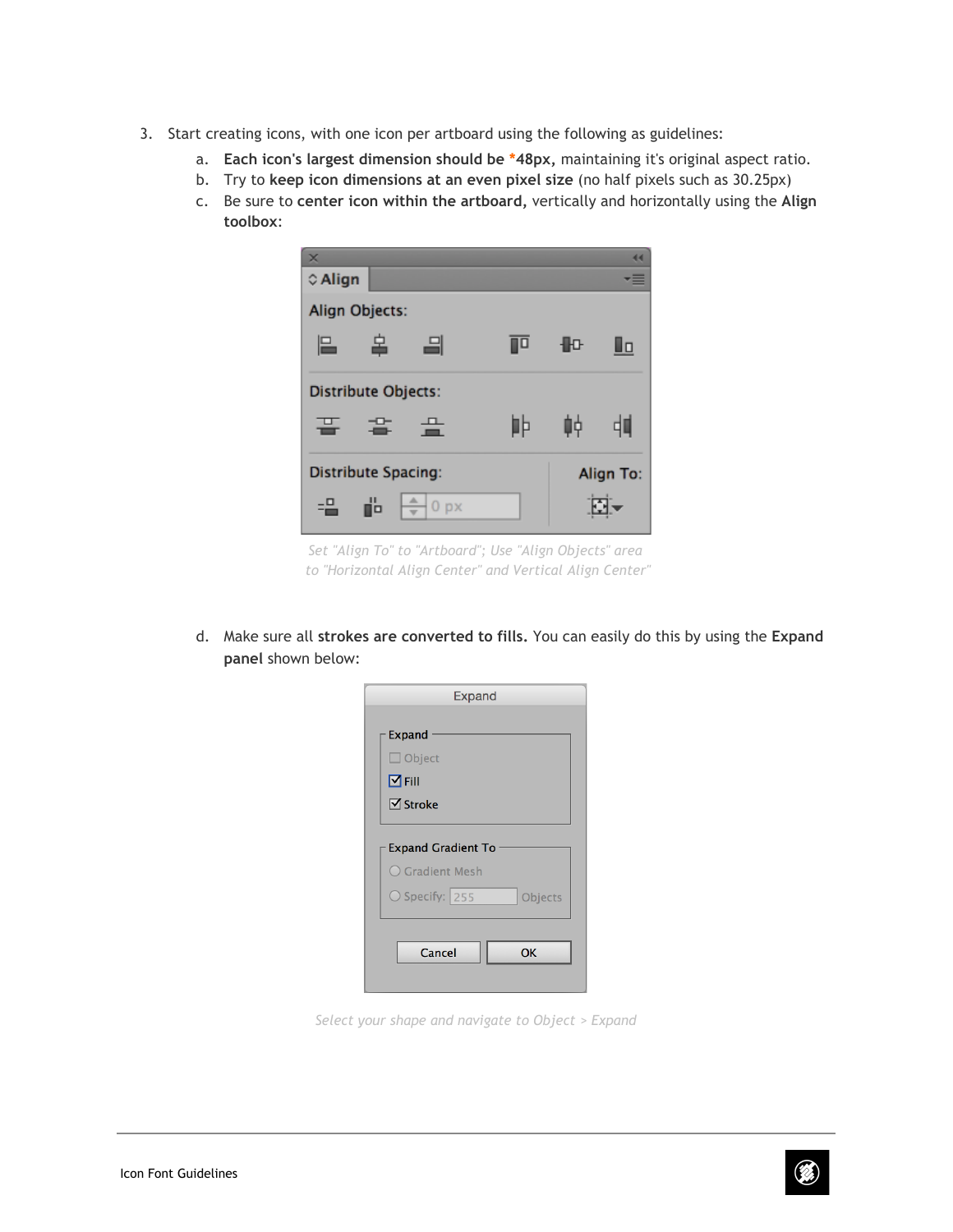3. Start creating icons, with one icon per artboard using the following as guidelines:
   a. **Each icon's largest dimension should be *48px,** maintaining it's original aspect ratio.
   b. Try to **keep icon dimensions at an even pixel size** (no half pixels such as 30.25px)
   c. Be sure to **center icon within the artboard,** vertically and horizontally using the **Align toolbox**:

   *Set "Align To" to "Artboard"; Use "Align Objects" area to "Horizontal Align Center" and Vertical Align Center"*

   d. Make sure all **strokes are converted to fills.** You can easily do this by using the **Expand panel** shown below:

   *Select your shape and navigate to Object > Expand*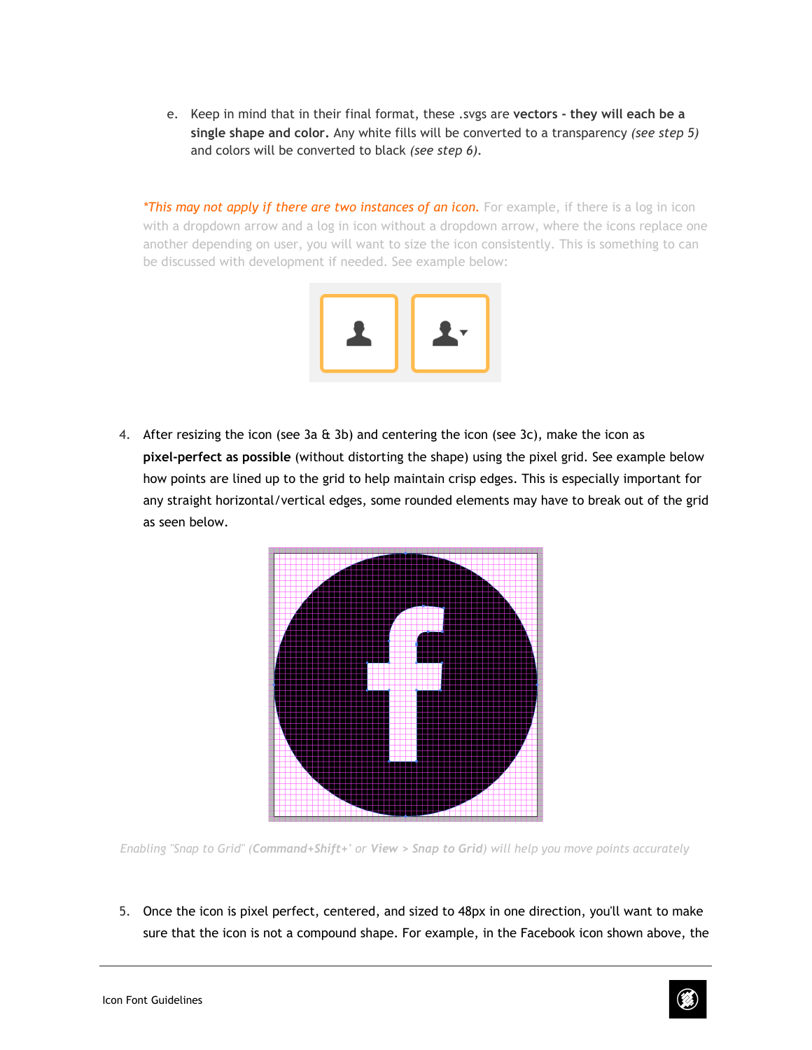e. Keep in mind that in their final format, these .svgs are **vectors - they will each be a single shape and color.** Any white fills will be converted to a transparency *(see step 5)* and colors will be converted to black *(see step 6)*.

*\*This may not apply if there are two instances of an icon.* For example, if there is a log in icon with a dropdown arrow and a log in icon without a dropdown arrow, where the icons replace one another depending on user, you will want to size the icon consistently. This is something to can be discussed with development if needed. See example below:

4. After resizing the icon (see 3a & 3b) and centering the icon (see 3c), make the icon as **pixel-perfect as possible** (without distorting the shape) using the pixel grid. See example below how points are lined up to the grid to help maintain crisp edges. This is especially important for any straight horizontal/vertical edges, some rounded elements may have to break out of the grid as seen below.

*Enabling "Snap to Grid" (**Command+Shift+'** or **View > Snap to Grid**) will help you move points accurately*

5. Once the icon is pixel perfect, centered, and sized to 48px in one direction, you'll want to make sure that the icon is not a compound shape. For example, in the Facebook icon shown above, the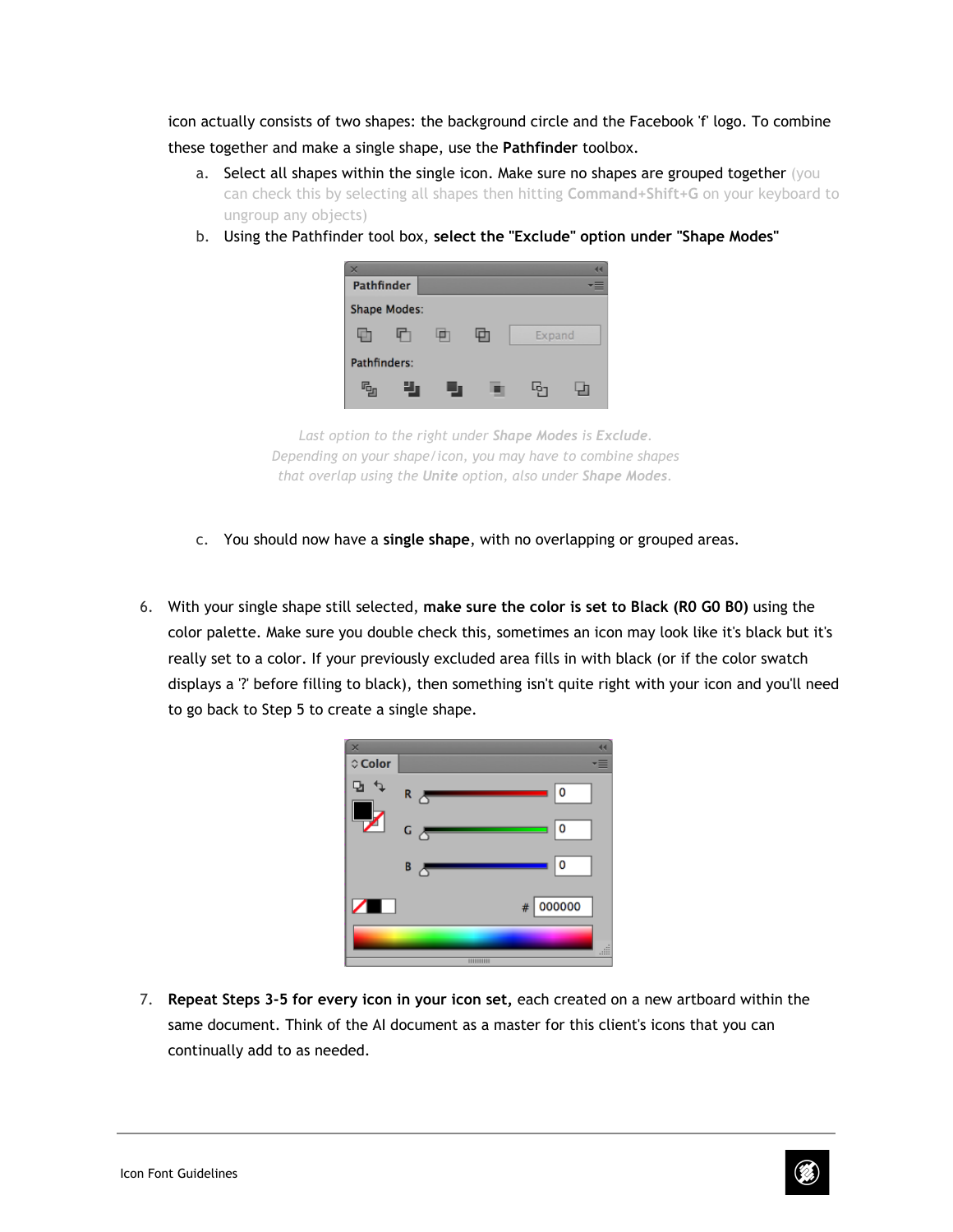icon actually consists of two shapes: the background circle and the Facebook 'f' logo. To combine these together and make a single shape, use the **Pathfinder** toolbox.

a. Select all shapes within the single icon. Make sure no shapes are grouped together (you can check this by selecting all shapes then hitting **Command+Shift+G** on your keyboard to ungroup any objects)

b. Using the Pathfinder tool box, **select the "Exclude" option under "Shape Modes"**

*Last option to the right under **Shape Modes** is **Exclude**. Depending on your shape/icon, you may have to combine shapes that overlap using the **Unite** option, also under **Shape Modes**.*

c. You should now have a **single shape**, with no overlapping or grouped areas.

6. With your single shape still selected, **make sure the color is set to Black (R0 G0 B0)** using the color palette. Make sure you double check this, sometimes an icon may look like it's black but it's really set to a color. If your previously excluded area fills in with black (or if the color swatch displays a '?' before filling to black), then something isn't quite right with your icon and you'll need to go back to Step 5 to create a single shape.

7. **Repeat Steps 3-5 for every icon in your icon set,** each created on a new artboard within the same document. Think of the AI document as a master for this client's icons that you can continually add to as needed.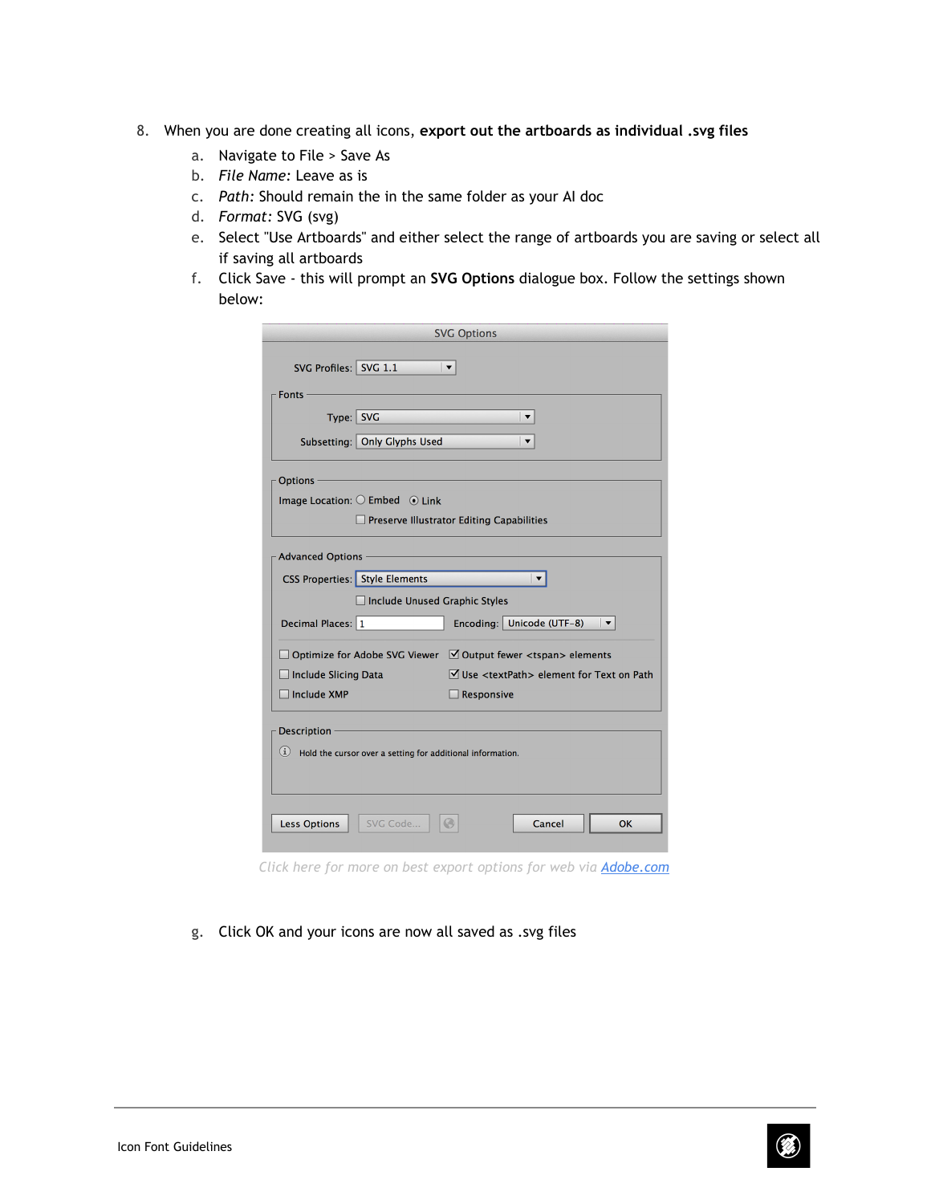8. When you are done creating all icons, **export out the artboards as individual .svg files**
   a. Navigate to File > Save As
   b. *File Name:* Leave as is
   c. *Path:* Should remain the in the same folder as your AI doc
   d. *Format:* SVG (svg)
   e. Select "Use Artboards" and either select the range of artboards you are saving or select all if saving all artboards
   f. Click Save - this will prompt an **SVG Options** dialogue box. Follow the settings shown below:

*Click here for more on best export options for web via [Adobe.com](Adobe.com)*

   g. Click OK and your icons are now all saved as .svg files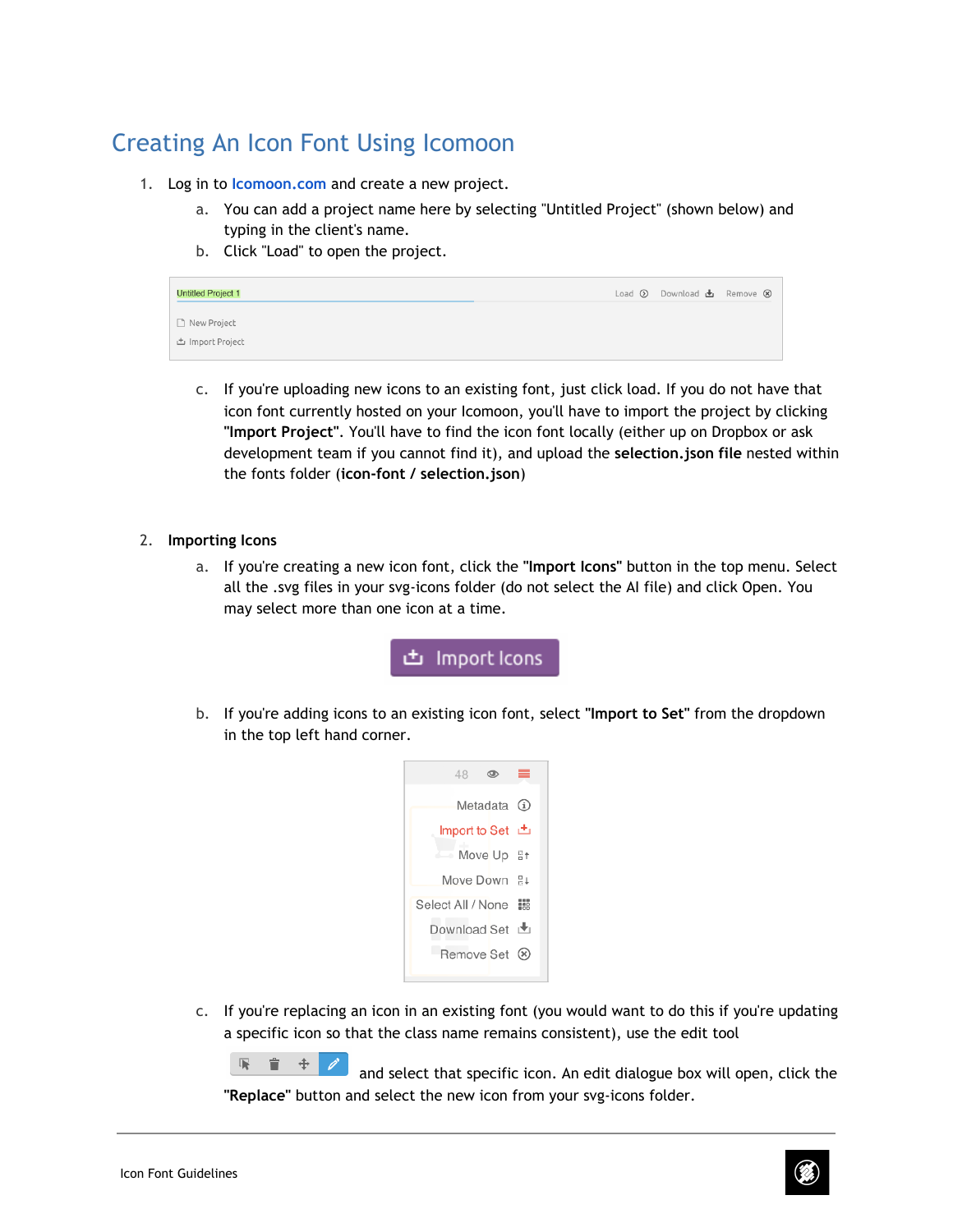# Creating An Icon Font Using Icomoon

1. Log in to Icomoon.com and create a new project.
   a. You can add a project name here by selecting "Untitled Project" (shown below) and typing in the client's name.
   b. Click "Load" to open the project.

   c. If you're uploading new icons to an existing font, just click load. If you do not have that icon font currently hosted on your Icomoon, you'll have to import the project by clicking **"Import Project"**. You'll have to find the icon font locally (either up on Dropbox or ask development team if you cannot find it), and upload the **selection.json file** nested within the fonts folder (**icon-font / selection.json**)

2. **Importing Icons**
   a. If you're creating a new icon font, click the **"Import Icons"** button in the top menu. Select all the .svg files in your svg-icons folder (do not select the AI file) and click Open. You may select more than one icon at a time.

   b. If you're adding icons to an existing icon font, select **"Import to Set"** from the dropdown in the top left hand corner.

   c. If you're replacing an icon in an existing font (you would want to do this if you're updating a specific icon so that the class name remains consistent), use the edit tool and select that specific icon. An edit dialogue box will open, click the **"Replace"** button and select the new icon from your svg-icons folder.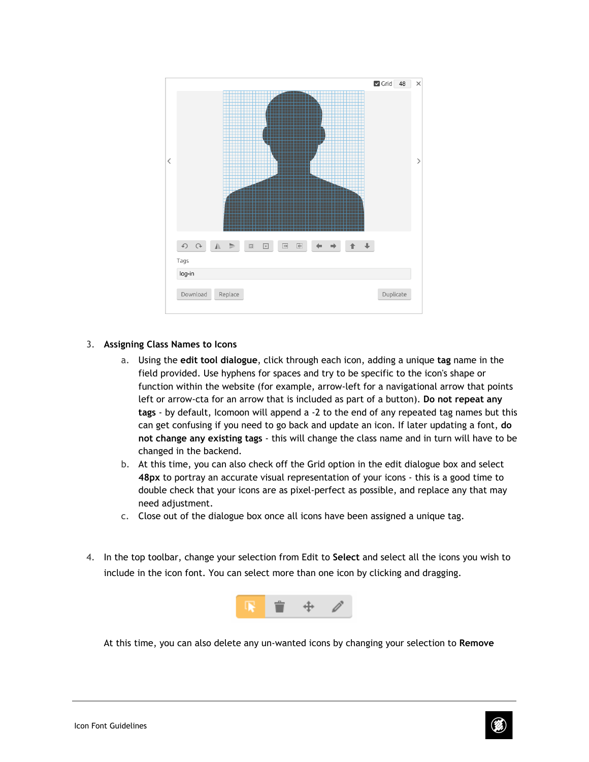3. **Assigning Class Names to Icons**
    a. Using the **edit tool dialogue**, click through each icon, adding a unique **tag** name in the field provided. Use hyphens for spaces and try to be specific to the icon's shape or function within the website (for example, arrow-left for a navigational arrow that points left or arrow-cta for an arrow that is included as part of a button). **Do not repeat any tags** - by default, Icomoon will append a -2 to the end of any repeated tag names but this can get confusing if you need to go back and update an icon. If later updating a font, **do not change any existing tags** - this will change the class name and in turn will have to be changed in the backend.
    b. At this time, you can also check off the Grid option in the edit dialogue box and select **48px** to portray an accurate visual representation of your icons - this is a good time to double check that your icons are as pixel-perfect as possible, and replace any that may need adjustment.
    c. Close out of the dialogue box once all icons have been assigned a unique tag.

4. In the top toolbar, change your selection from Edit to **Select** and select all the icons you wish to include in the icon font. You can select more than one icon by clicking and dragging.

   At this time, you can also delete any un-wanted icons by changing your selection to **Remove**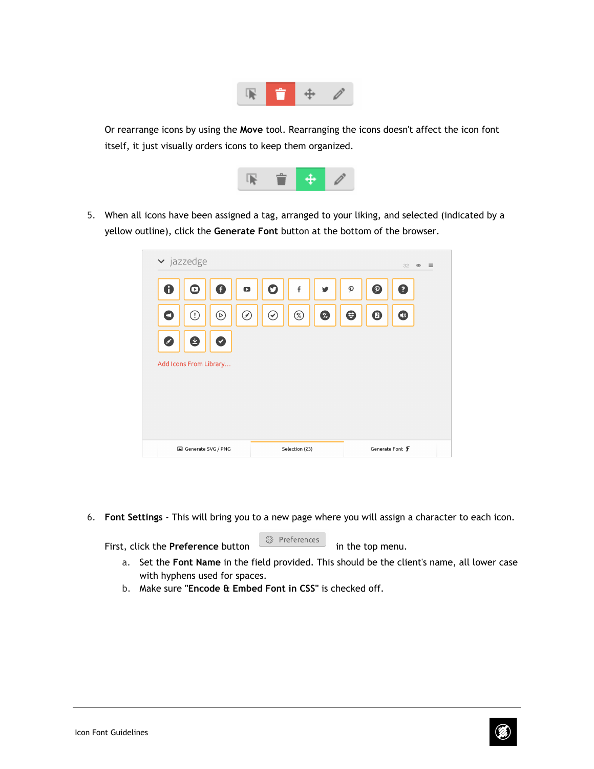Or rearrange icons by using the **Move** tool. Rearranging the icons doesn't affect the icon font itself, it just visually orders icons to keep them organized.

5. When all icons have been assigned a tag, arranged to your liking, and selected (indicated by a yellow outline), click the **Generate Font** button at the bottom of the browser.

6. **Font Settings** - This will bring you to a new page where you will assign a character to each icon.

   First, click the **Preference** button in the top menu.

   a. Set the **Font Name** in the field provided. This should be the client's name, all lower case with hyphens used for spaces.
   b. Make sure "**Encode & Embed Font in CSS**" is checked off.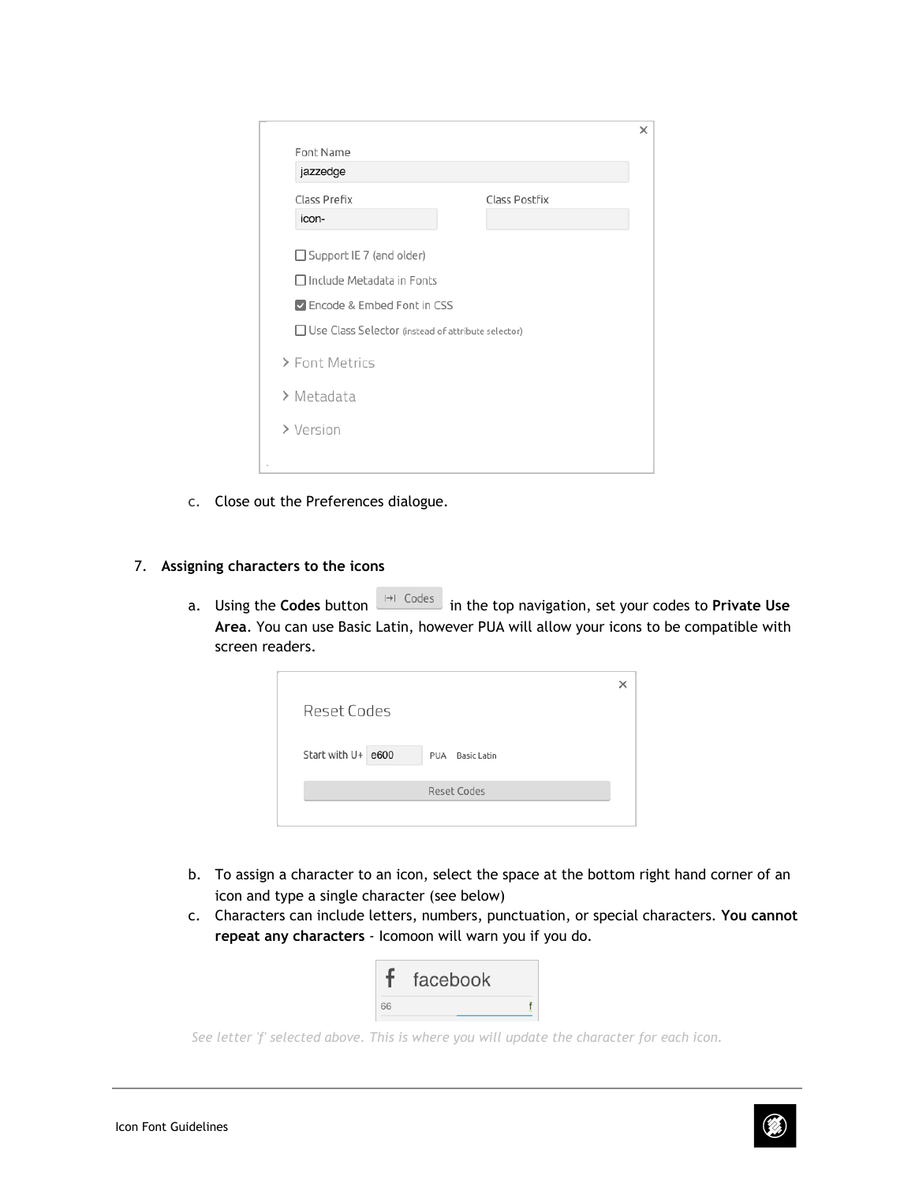Font Name
jazzedge

Class Prefix
icon-

Class Postfix

Support IE 7 (and older)

Include Metadata in Fonts

Encode & Embed Font in CSS

Use Class Selector (instead of attribute selector)

> Font Metrics

> Metadata

> Version

c. Close out the Preferences dialogue.

7. **Assigning characters to the icons**

   a. Using the **Codes** button Codes in the top navigation, set your codes to **Private Use Area**. You can use Basic Latin, however PUA will allow your icons to be compatible with screen readers.

Reset Codes

Start with U+ e600 PUA Basic Latin

Reset Codes

   b. To assign a character to an icon, select the space at the bottom right hand corner of an icon and type a single character (see below)

   c. Characters can include letters, numbers, punctuation, or special characters. **You cannot repeat any characters** - Icomoon will warn you if you do.

f facebook

66 f

*See letter 'f' selected above. This is where you will update the character for each icon.*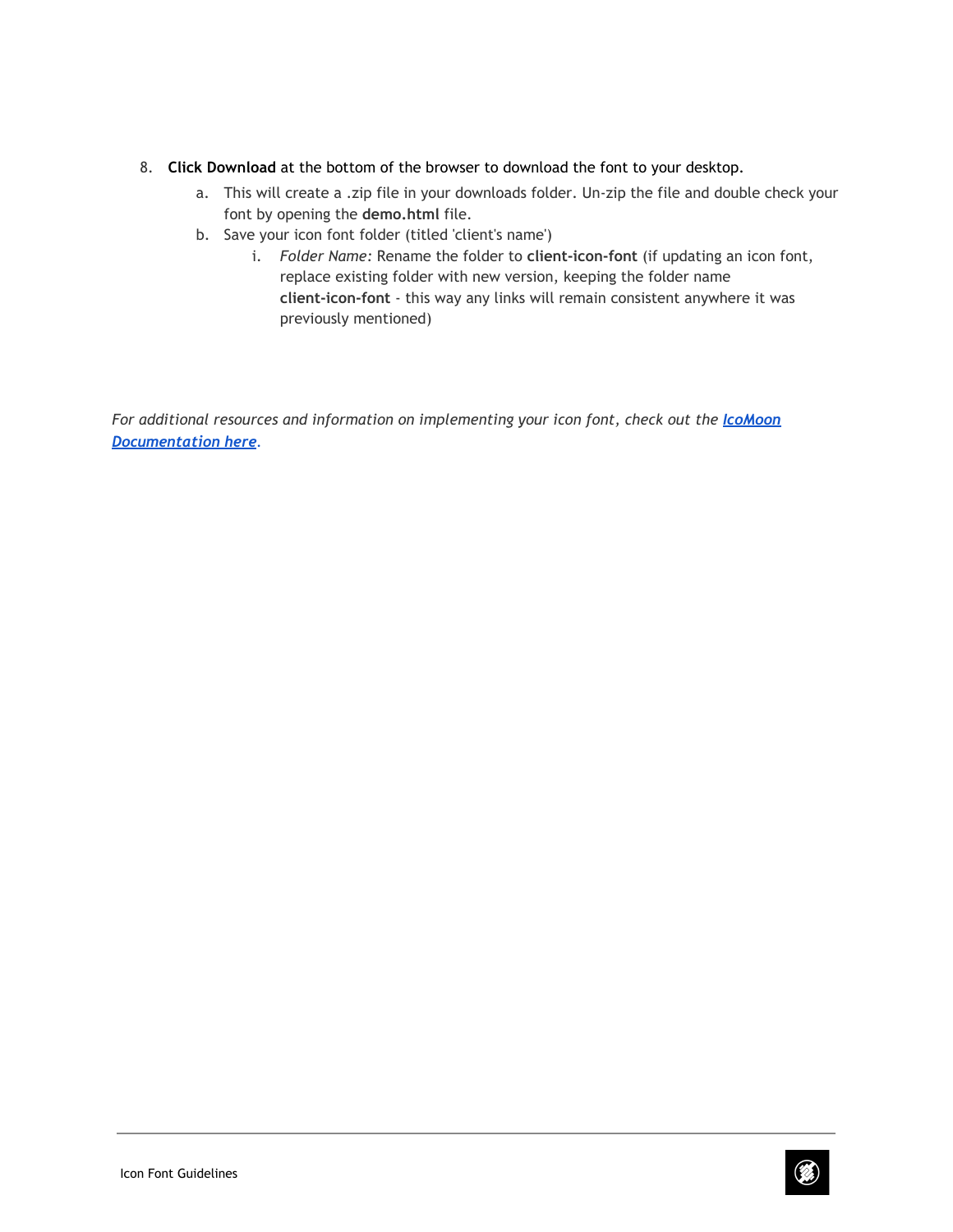8. **Click Download** at the bottom of the browser to download the font to your desktop.
    a. This will create a .zip file in your downloads folder. Un-zip the file and double check your font by opening the **demo.html** file.
    b. Save your icon font folder (titled 'client's name')
        i. *Folder Name:* Rename the folder to **client-icon-font** (if updating an icon font, replace existing folder with new version, keeping the folder name **client-icon-font** - this way any links will remain consistent anywhere it was previously mentioned)

*For additional resources and information on implementing your icon font, check out the* ***IcoMoon Documentation here****.*